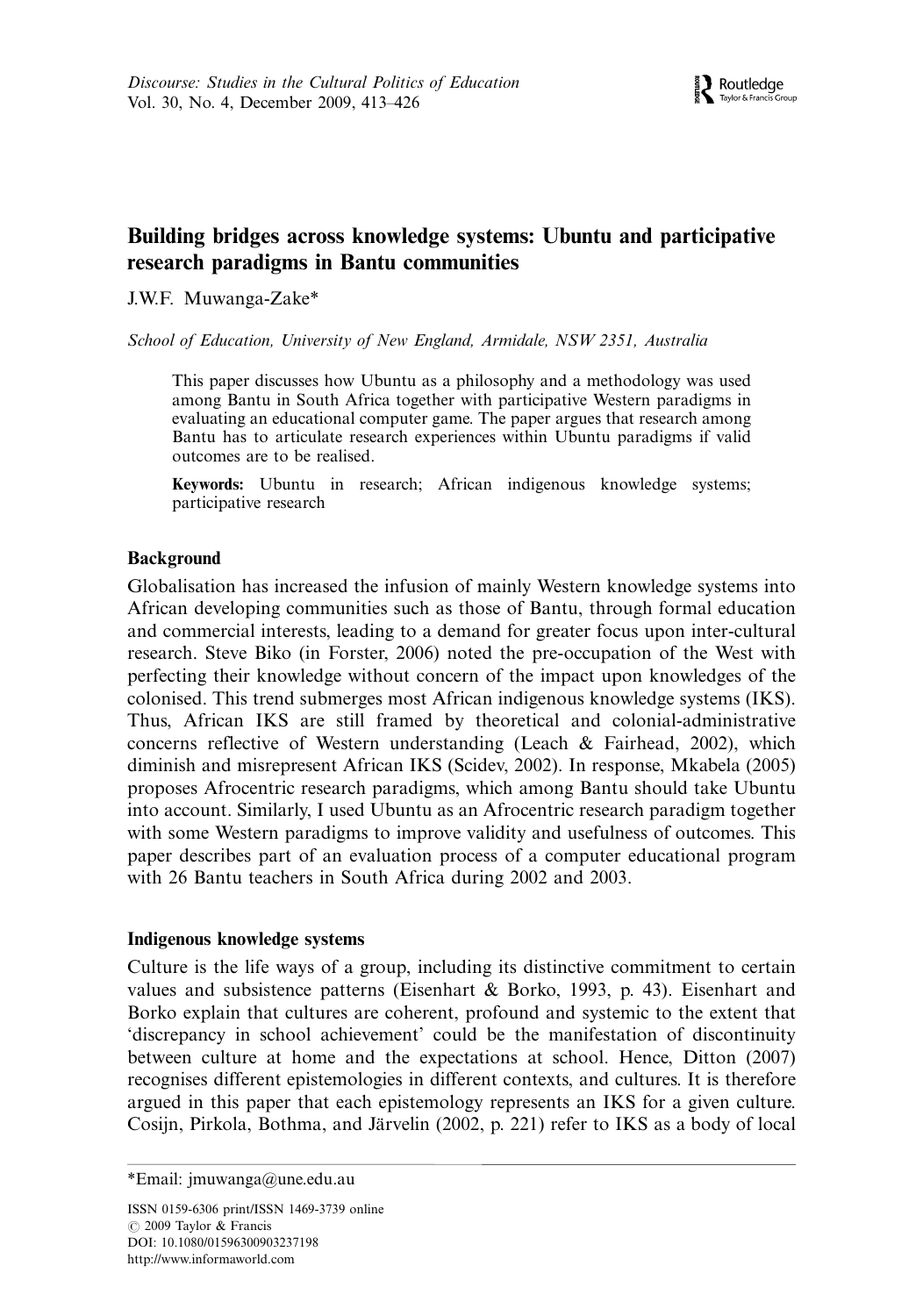# Building bridges across knowledge systems: Ubuntu and participative research paradigms in Bantu communities

J.W.F. Muwanga-Zake*

*School of Education, University of New England, Armidale, NSW 2351, Australia*

This paper discusses how Ubuntu as a philosophy and a methodology was used among Bantu in South Africa together with participative Western paradigms in evaluating an educational computer game. The paper argues that research among Bantu has to articulate research experiences within Ubuntu paradigms if valid outcomes are to be realised.

**Keywords:** Ubuntu in research; African indigenous knowledge systems; participative research

## Background

Globalisation has increased the infusion of mainly Western knowledge systems into African developing communities such as those of Bantu, through formal education and commercial interests, leading to a demand for greater focus upon inter-cultural research. Steve Biko (in Forster, 2006) noted the pre-occupation of the West with perfecting their knowledge without concern of the impact upon knowledges of the colonised. This trend submerges most African indigenous knowledge systems (IKS). Thus, African IKS are still framed by theoretical and colonial-administrative concerns reflective of Western understanding (Leach & Fairhead, 2002), which diminish and misrepresent African IKS (Scidev, 2002). In response, Mkabela (2005) proposes Afrocentric research paradigms, which among Bantu should take Ubuntu into account. Similarly, I used Ubuntu as an Afrocentric research paradigm together with some Western paradigms to improve validity and usefulness of outcomes. This paper describes part of an evaluation process of a computer educational program with 26 Bantu teachers in South Africa during 2002 and 2003.

## Indigenous knowledge systems

Culture is the life ways of a group, including its distinctive commitment to certain values and subsistence patterns (Eisenhart & Borko, 1993, p. 43). Eisenhart and Borko explain that cultures are coherent, profound and systemic to the extent that 'discrepancy in school achievement' could be the manifestation of discontinuity between culture at home and the expectations at school. Hence, Ditton (2007) recognises different epistemologies in different contexts, and cultures. It is therefore argued in this paper that each epistemology represents an IKS for a given culture. Cosijn, Pirkola, Bothma, and Järvelin (2002, p. 221) refer to IKS as a body of local

*Email: jmuwanga@une.edu.au

ISSN 0159-6306 print/ISSN 1469-3739 online
© 2009 Taylor & Francis
DOI: 10.1080/01596300903237198
http://www.informaworld.com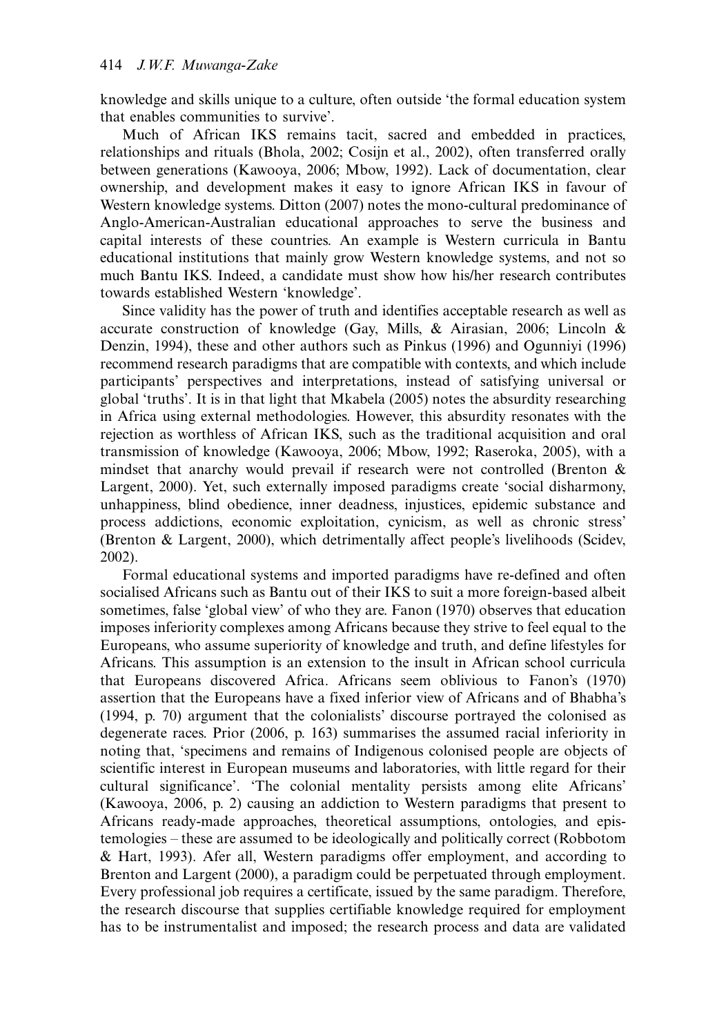knowledge and skills unique to a culture, often outside 'the formal education system that enables communities to survive'.

Much of African IKS remains tacit, sacred and embedded in practices, relationships and rituals (Bhola, 2002; Cosijn et al., 2002), often transferred orally between generations (Kawooya, 2006; Mbow, 1992). Lack of documentation, clear ownership, and development makes it easy to ignore African IKS in favour of Western knowledge systems. Ditton (2007) notes the mono-cultural predominance of Anglo-American-Australian educational approaches to serve the business and capital interests of these countries. An example is Western curricula in Bantu educational institutions that mainly grow Western knowledge systems, and not so much Bantu IKS. Indeed, a candidate must show how his/her research contributes towards established Western 'knowledge'.

Since validity has the power of truth and identifies acceptable research as well as accurate construction of knowledge (Gay, Mills, & Airasian, 2006; Lincoln & Denzin, 1994), these and other authors such as Pinkus (1996) and Ogunniyi (1996) recommend research paradigms that are compatible with contexts, and which include participants' perspectives and interpretations, instead of satisfying universal or global 'truths'. It is in that light that Mkabela (2005) notes the absurdity researching in Africa using external methodologies. However, this absurdity resonates with the rejection as worthless of African IKS, such as the traditional acquisition and oral transmission of knowledge (Kawooya, 2006; Mbow, 1992; Raseroka, 2005), with a mindset that anarchy would prevail if research were not controlled (Brenton & Largent, 2000). Yet, such externally imposed paradigms create 'social disharmony, unhappiness, blind obedience, inner deadness, injustices, epidemic substance and process addictions, economic exploitation, cynicism, as well as chronic stress' (Brenton & Largent, 2000), which detrimentally affect people's livelihoods (Scidev, 2002).

Formal educational systems and imported paradigms have re-defined and often socialised Africans such as Bantu out of their IKS to suit a more foreign-based albeit sometimes, false 'global view' of who they are. Fanon (1970) observes that education imposes inferiority complexes among Africans because they strive to feel equal to the Europeans, who assume superiority of knowledge and truth, and define lifestyles for Africans. This assumption is an extension to the insult in African school curricula that Europeans discovered Africa. Africans seem oblivious to Fanon's (1970) assertion that the Europeans have a fixed inferior view of Africans and of Bhabha's (1994, p. 70) argument that the colonialists' discourse portrayed the colonised as degenerate races. Prior (2006, p. 163) summarises the assumed racial inferiority in noting that, 'specimens and remains of Indigenous colonised people are objects of scientific interest in European museums and laboratories, with little regard for their cultural significance'. 'The colonial mentality persists among elite Africans' (Kawooya, 2006, p. 2) causing an addiction to Western paradigms that present to Africans ready-made approaches, theoretical assumptions, ontologies, and epistemologies – these are assumed to be ideologically and politically correct (Robbotom & Hart, 1993). Afer all, Western paradigms offer employment, and according to Brenton and Largent (2000), a paradigm could be perpetuated through employment. Every professional job requires a certificate, issued by the same paradigm. Therefore, the research discourse that supplies certifiable knowledge required for employment has to be instrumentalist and imposed; the research process and data are validated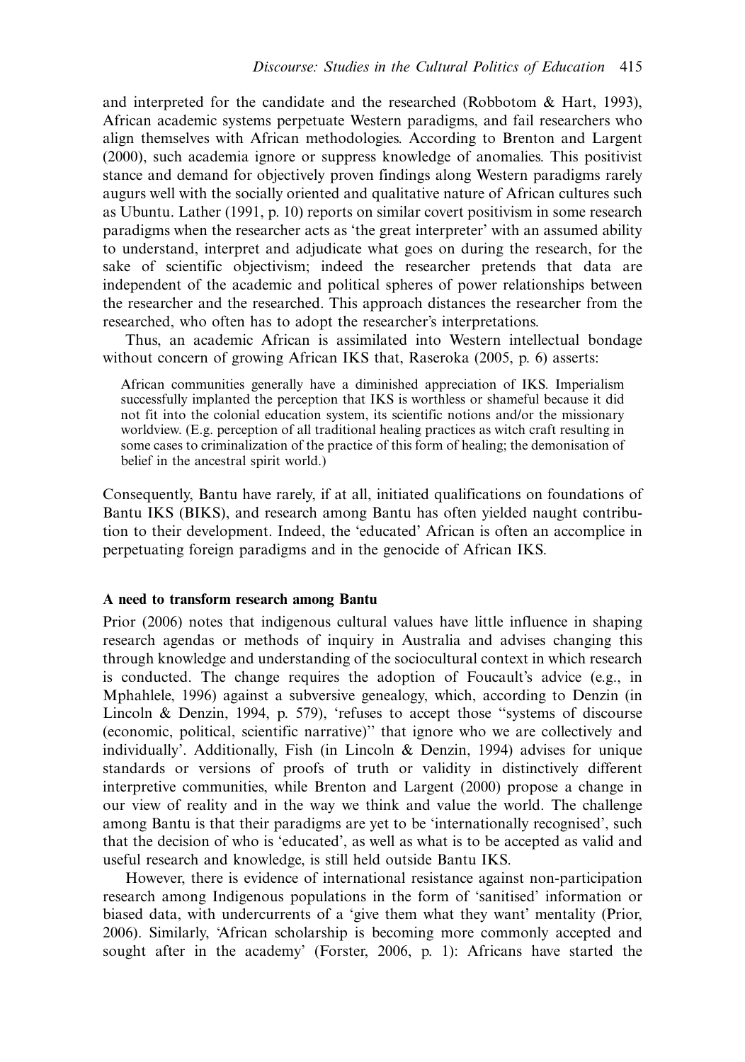and interpreted for the candidate and the researched (Robbotom & Hart, 1993), African academic systems perpetuate Western paradigms, and fail researchers who align themselves with African methodologies. According to Brenton and Largent (2000), such academia ignore or suppress knowledge of anomalies. This positivist stance and demand for objectively proven findings along Western paradigms rarely augurs well with the socially oriented and qualitative nature of African cultures such as Ubuntu. Lather (1991, p. 10) reports on similar covert positivism in some research paradigms when the researcher acts as 'the great interpreter' with an assumed ability to understand, interpret and adjudicate what goes on during the research, for the sake of scientific objectivism; indeed the researcher pretends that data are independent of the academic and political spheres of power relationships between the researcher and the researched. This approach distances the researcher from the researched, who often has to adopt the researcher's interpretations.

Thus, an academic African is assimilated into Western intellectual bondage without concern of growing African IKS that, Raseroka (2005, p. 6) asserts:

> African communities generally have a diminished appreciation of IKS. Imperialism successfully implanted the perception that IKS is worthless or shameful because it did not fit into the colonial education system, its scientific notions and/or the missionary worldview. (E.g. perception of all traditional healing practices as witch craft resulting in some cases to criminalization of the practice of this form of healing; the demonisation of belief in the ancestral spirit world.)

Consequently, Bantu have rarely, if at all, initiated qualifications on foundations of Bantu IKS (BIKS), and research among Bantu has often yielded naught contribution to their development. Indeed, the 'educated' African is often an accomplice in perpetuating foreign paradigms and in the genocide of African IKS.

### A need to transform research among Bantu

Prior (2006) notes that indigenous cultural values have little influence in shaping research agendas or methods of inquiry in Australia and advises changing this through knowledge and understanding of the sociocultural context in which research is conducted. The change requires the adoption of Foucault's advice (e.g., in Mphahlele, 1996) against a subversive genealogy, which, according to Denzin (in Lincoln & Denzin, 1994, p. 579), 'refuses to accept those "systems of discourse (economic, political, scientific narrative)" that ignore who we are collectively and individually'. Additionally, Fish (in Lincoln & Denzin, 1994) advises for unique standards or versions of proofs of truth or validity in distinctively different interpretive communities, while Brenton and Largent (2000) propose a change in our view of reality and in the way we think and value the world. The challenge among Bantu is that their paradigms are yet to be 'internationally recognised', such that the decision of who is 'educated', as well as what is to be accepted as valid and useful research and knowledge, is still held outside Bantu IKS.

However, there is evidence of international resistance against non-participation research among Indigenous populations in the form of 'sanitised' information or biased data, with undercurrents of a 'give them what they want' mentality (Prior, 2006). Similarly, 'African scholarship is becoming more commonly accepted and sought after in the academy' (Forster, 2006, p. 1): Africans have started the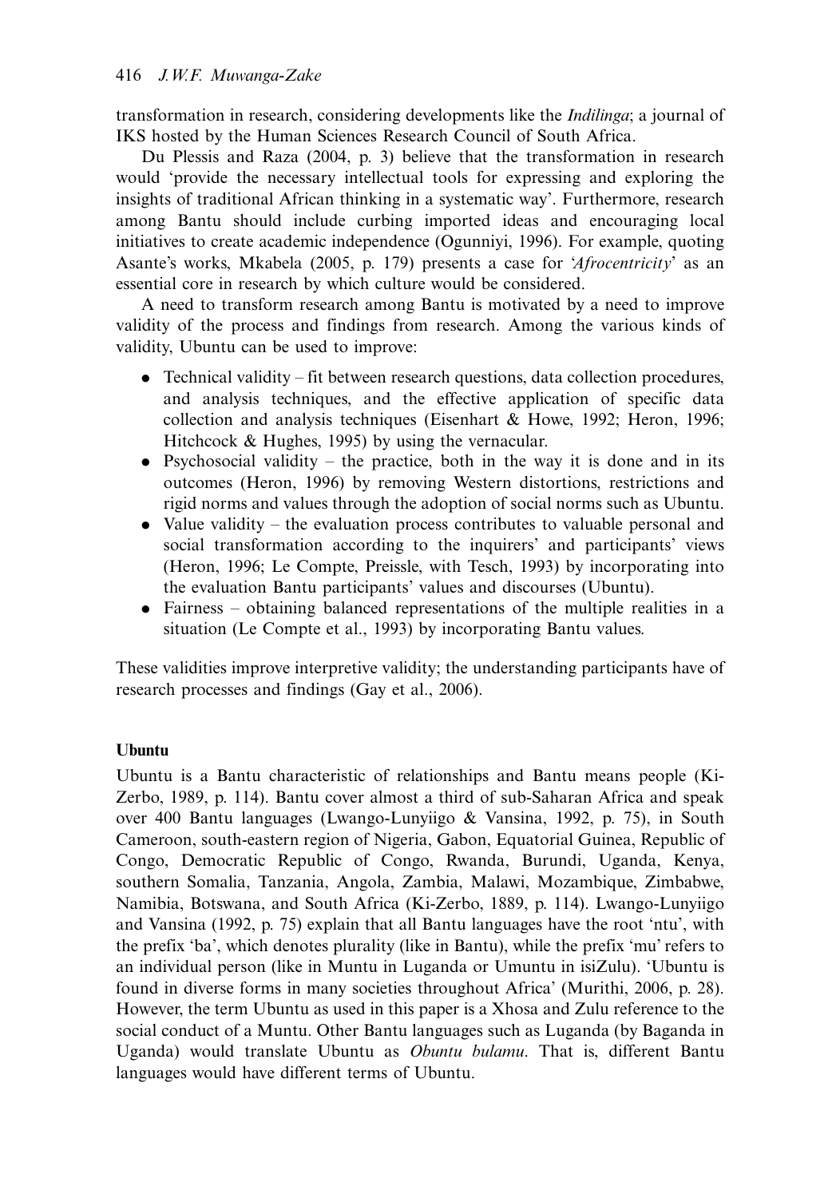transformation in research, considering developments like the *Indilinga*; a journal of IKS hosted by the Human Sciences Research Council of South Africa.

Du Plessis and Raza (2004, p. 3) believe that the transformation in research would 'provide the necessary intellectual tools for expressing and exploring the insights of traditional African thinking in a systematic way'. Furthermore, research among Bantu should include curbing imported ideas and encouraging local initiatives to create academic independence (Ogunniyi, 1996). For example, quoting Asante's works, Mkabela (2005, p. 179) presents a case for '*Afrocentricity*' as an essential core in research by which culture would be considered.

A need to transform research among Bantu is motivated by a need to improve validity of the process and findings from research. Among the various kinds of validity, Ubuntu can be used to improve:

- Technical validity – fit between research questions, data collection procedures, and analysis techniques, and the effective application of specific data collection and analysis techniques (Eisenhart & Howe, 1992; Heron, 1996; Hitchcock & Hughes, 1995) by using the vernacular.
- Psychosocial validity – the practice, both in the way it is done and in its outcomes (Heron, 1996) by removing Western distortions, restrictions and rigid norms and values through the adoption of social norms such as Ubuntu.
- Value validity – the evaluation process contributes to valuable personal and social transformation according to the inquirers' and participants' views (Heron, 1996; Le Compte, Preissle, with Tesch, 1993) by incorporating into the evaluation Bantu participants' values and discourses (Ubuntu).
- Fairness – obtaining balanced representations of the multiple realities in a situation (Le Compte et al., 1993) by incorporating Bantu values.

These validities improve interpretive validity; the understanding participants have of research processes and findings (Gay et al., 2006).

## Ubuntu

Ubuntu is a Bantu characteristic of relationships and Bantu means people (Ki-Zerbo, 1989, p. 114). Bantu cover almost a third of sub-Saharan Africa and speak over 400 Bantu languages (Lwango-Lunyiigo & Vansina, 1992, p. 75), in South Cameroon, south-eastern region of Nigeria, Gabon, Equatorial Guinea, Republic of Congo, Democratic Republic of Congo, Rwanda, Burundi, Uganda, Kenya, southern Somalia, Tanzania, Angola, Zambia, Malawi, Mozambique, Zimbabwe, Namibia, Botswana, and South Africa (Ki-Zerbo, 1889, p. 114). Lwango-Lunyiigo and Vansina (1992, p. 75) explain that all Bantu languages have the root 'ntu', with the prefix 'ba', which denotes plurality (like in Bantu), while the prefix 'mu' refers to an individual person (like in Muntu in Luganda or Umuntu in isiZulu). 'Ubuntu is found in diverse forms in many societies throughout Africa' (Murithi, 2006, p. 28). However, the term Ubuntu as used in this paper is a Xhosa and Zulu reference to the social conduct of a Muntu. Other Bantu languages such as Luganda (by Baganda in Uganda) would translate Ubuntu as *Obuntu bulamu*. That is, different Bantu languages would have different terms of Ubuntu.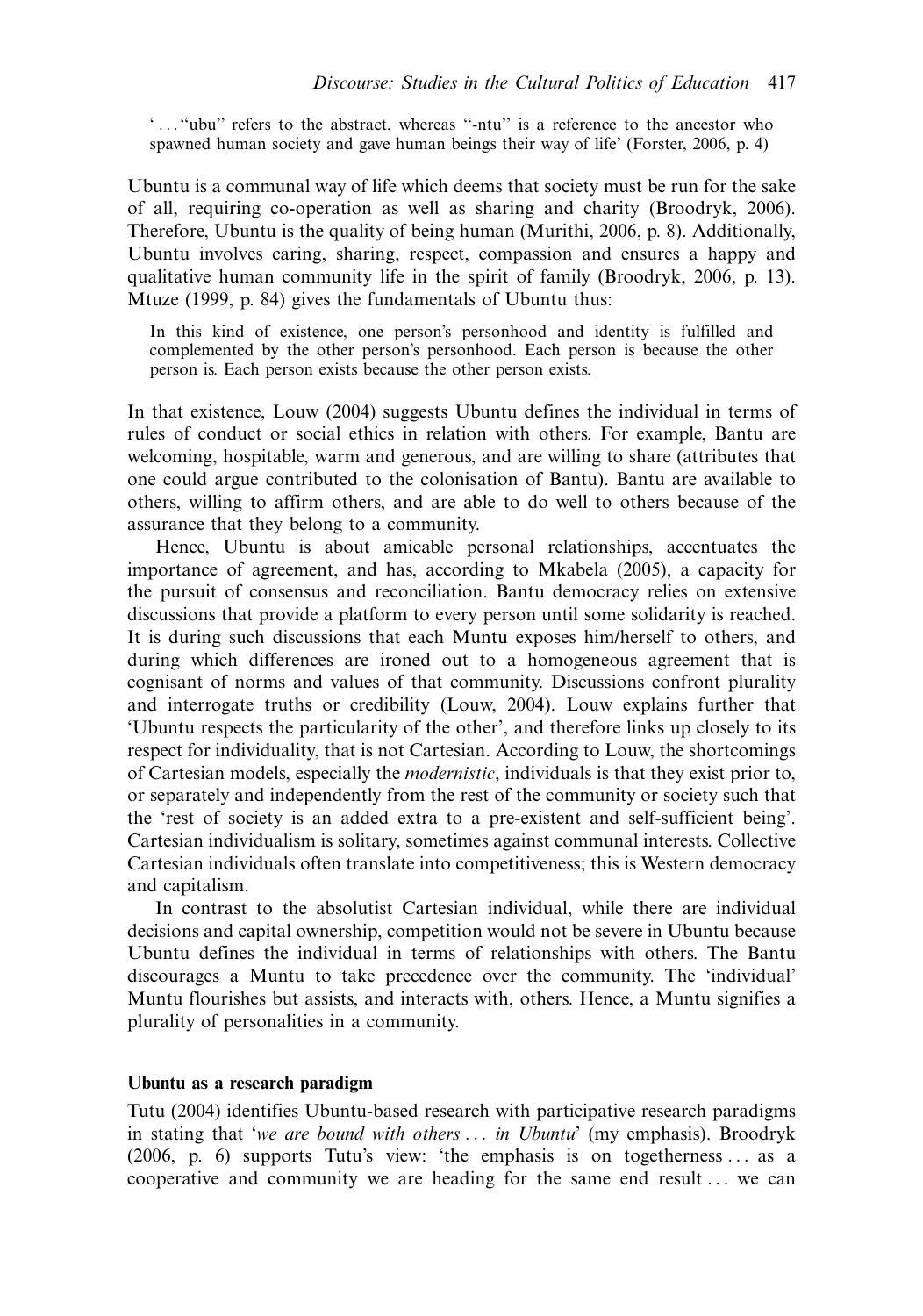> '..."ubu" refers to the abstract, whereas "-ntu" is a reference to the ancestor who spawned human society and gave human beings their way of life' (Forster, 2006, p. 4)

Ubuntu is a communal way of life which deems that society must be run for the sake of all, requiring co-operation as well as sharing and charity (Broodryk, 2006). Therefore, Ubuntu is the quality of being human (Murithi, 2006, p. 8). Additionally, Ubuntu involves caring, sharing, respect, compassion and ensures a happy and qualitative human community life in the spirit of family (Broodryk, 2006, p. 13). Mtuze (1999, p. 84) gives the fundamentals of Ubuntu thus:

> In this kind of existence, one person's personhood and identity is fulfilled and complemented by the other person's personhood. Each person is because the other person is. Each person exists because the other person exists.

In that existence, Louw (2004) suggests Ubuntu defines the individual in terms of rules of conduct or social ethics in relation with others. For example, Bantu are welcoming, hospitable, warm and generous, and are willing to share (attributes that one could argue contributed to the colonisation of Bantu). Bantu are available to others, willing to affirm others, and are able to do well to others because of the assurance that they belong to a community.

Hence, Ubuntu is about amicable personal relationships, accentuates the importance of agreement, and has, according to Mkabela (2005), a capacity for the pursuit of consensus and reconciliation. Bantu democracy relies on extensive discussions that provide a platform to every person until some solidarity is reached. It is during such discussions that each Muntu exposes him/herself to others, and during which differences are ironed out to a homogeneous agreement that is cognisant of norms and values of that community. Discussions confront plurality and interrogate truths or credibility (Louw, 2004). Louw explains further that 'Ubuntu respects the particularity of the other', and therefore links up closely to its respect for individuality, that is not Cartesian. According to Louw, the shortcomings of Cartesian models, especially the *modernistic*, individuals is that they exist prior to, or separately and independently from the rest of the community or society such that the 'rest of society is an added extra to a pre-existent and self-sufficient being'. Cartesian individualism is solitary, sometimes against communal interests. Collective Cartesian individuals often translate into competitiveness; this is Western democracy and capitalism.

In contrast to the absolutist Cartesian individual, while there are individual decisions and capital ownership, competition would not be severe in Ubuntu because Ubuntu defines the individual in terms of relationships with others. The Bantu discourages a Muntu to take precedence over the community. The 'individual' Muntu flourishes but assists, and interacts with, others. Hence, a Muntu signifies a plurality of personalities in a community.

### Ubuntu as a research paradigm

Tutu (2004) identifies Ubuntu-based research with participative research paradigms in stating that '*we are bound with others ... in Ubuntu*' (my emphasis). Broodryk (2006, p. 6) supports Tutu's view: 'the emphasis is on togetherness ... as a cooperative and community we are heading for the same end result ... we can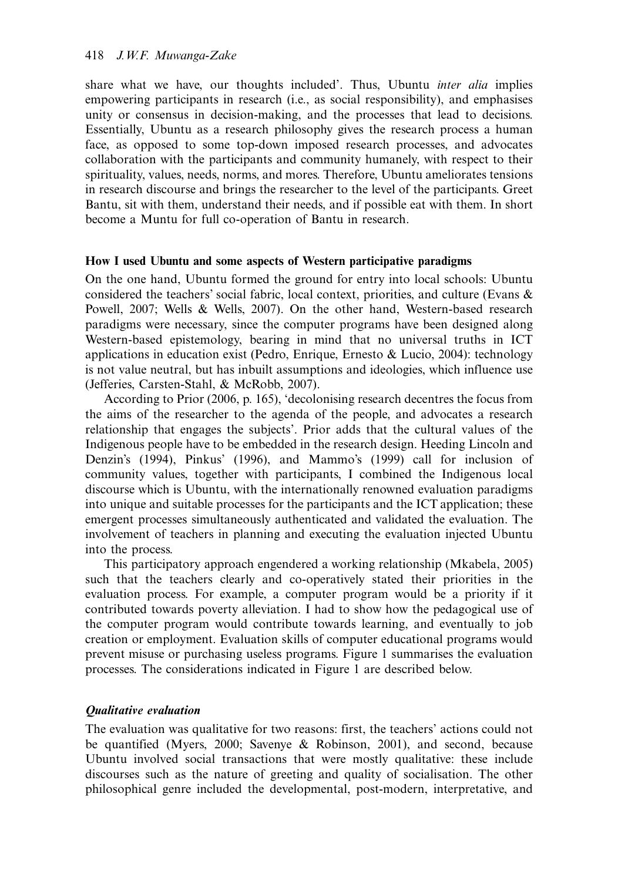share what we have, our thoughts included'. Thus, Ubuntu *inter alia* implies empowering participants in research (i.e., as social responsibility), and emphasises unity or consensus in decision-making, and the processes that lead to decisions. Essentially, Ubuntu as a research philosophy gives the research process a human face, as opposed to some top-down imposed research processes, and advocates collaboration with the participants and community humanely, with respect to their spirituality, values, needs, norms, and mores. Therefore, Ubuntu ameliorates tensions in research discourse and brings the researcher to the level of the participants. Greet Bantu, sit with them, understand their needs, and if possible eat with them. In short become a Muntu for full co-operation of Bantu in research.

### How I used Ubuntu and some aspects of Western participative paradigms

On the one hand, Ubuntu formed the ground for entry into local schools: Ubuntu considered the teachers' social fabric, local context, priorities, and culture (Evans & Powell, 2007; Wells & Wells, 2007). On the other hand, Western-based research paradigms were necessary, since the computer programs have been designed along Western-based epistemology, bearing in mind that no universal truths in ICT applications in education exist (Pedro, Enrique, Ernesto & Lucio, 2004): technology is not value neutral, but has inbuilt assumptions and ideologies, which influence use (Jefferies, Carsten-Stahl, & McRobb, 2007).

According to Prior (2006, p. 165), 'decolonising research decentres the focus from the aims of the researcher to the agenda of the people, and advocates a research relationship that engages the subjects'. Prior adds that the cultural values of the Indigenous people have to be embedded in the research design. Heeding Lincoln and Denzin's (1994), Pinkus' (1996), and Mammo's (1999) call for inclusion of community values, together with participants, I combined the Indigenous local discourse which is Ubuntu, with the internationally renowned evaluation paradigms into unique and suitable processes for the participants and the ICT application; these emergent processes simultaneously authenticated and validated the evaluation. The involvement of teachers in planning and executing the evaluation injected Ubuntu into the process.

This participatory approach engendered a working relationship (Mkabela, 2005) such that the teachers clearly and co-operatively stated their priorities in the evaluation process. For example, a computer program would be a priority if it contributed towards poverty alleviation. I had to show how the pedagogical use of the computer program would contribute towards learning, and eventually to job creation or employment. Evaluation skills of computer educational programs would prevent misuse or purchasing useless programs. Figure 1 summarises the evaluation processes. The considerations indicated in Figure 1 are described below.

#### *Qualitative evaluation*

The evaluation was qualitative for two reasons: first, the teachers' actions could not be quantified (Myers, 2000; Savenye & Robinson, 2001), and second, because Ubuntu involved social transactions that were mostly qualitative: these include discourses such as the nature of greeting and quality of socialisation. The other philosophical genre included the developmental, post-modern, interpretative, and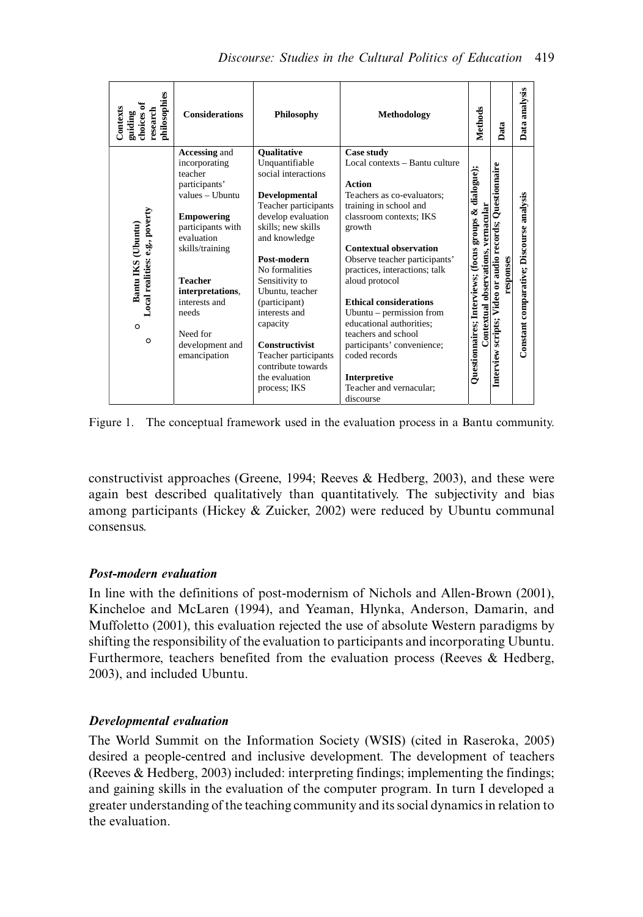| Contexts guiding choices of research philosophies | Considerations | Philosophy | Methodology | Methods | Data | Data analysis |
|---|---|---|---|---|---|---|
| ○ Bantu IKS (Ubuntu)<br>○ Local realities: e.g., poverty | **Accessing** and incorporating teacher participants' values – Ubuntu<br><br>**Empowering** participants with evaluation skills/training<br><br>**Teacher interpretations**, interests and needs<br><br>Need for development and emancipation | **Qualitative**<br>Unquantifiable social interactions<br><br>**Developmental**<br>Teacher participants develop evaluation skills; new skills and knowledge<br><br>**Post-modern**<br>No formalities<br>Sensitivity to Ubuntu, teacher (participant) interests and capacity<br><br>**Constructivist**<br>Teacher participants contribute towards the evaluation process; IKS | **Case study**<br>Local contexts – Bantu culture<br><br>**Action**<br>Teachers as co-evaluators; training in school and classroom contexts; IKS growth<br><br>**Contextual observation**<br>Observe teacher participants' practices, interactions; talk aloud protocol<br><br>**Ethical considerations**<br>Ubuntu – permission from educational authorities; teachers and school participants' convenience; coded records<br><br>**Interpretive**<br>Teacher and vernacular; discourse | Questionnaires; Interviews; (focus groups & dialogue); Contextual observations, vernacular | Interview scripts; Video or audio records; Questionnaire responses | Constant comparative; Discourse analysis |

Figure 1. The conceptual framework used in the evaluation process in a Bantu community.

constructivist approaches (Greene, 1994; Reeves & Hedberg, 2003), and these were again best described qualitatively than quantitatively. The subjectivity and bias among participants (Hickey & Zuicker, 2002) were reduced by Ubuntu communal consensus.

### *Post-modern evaluation*

In line with the definitions of post-modernism of Nichols and Allen-Brown (2001), Kincheloe and McLaren (1994), and Yeaman, Hlynka, Anderson, Damarin, and Muffoletto (2001), this evaluation rejected the use of absolute Western paradigms by shifting the responsibility of the evaluation to participants and incorporating Ubuntu. Furthermore, teachers benefited from the evaluation process (Reeves & Hedberg, 2003), and included Ubuntu.

### *Developmental evaluation*

The World Summit on the Information Society (WSIS) (cited in Raseroka, 2005) desired a people-centred and inclusive development. The development of teachers (Reeves & Hedberg, 2003) included: interpreting findings; implementing the findings; and gaining skills in the evaluation of the computer program. In turn I developed a greater understanding of the teaching community and its social dynamics in relation to the evaluation.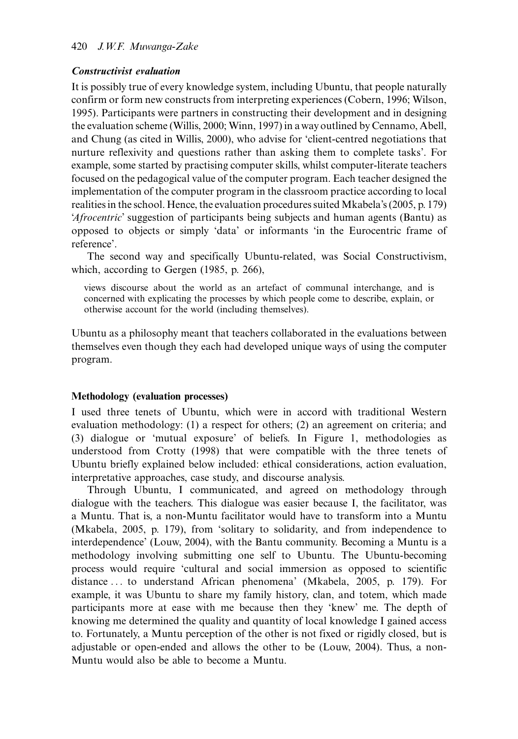### *Constructivist evaluation*

It is possibly true of every knowledge system, including Ubuntu, that people naturally confirm or form new constructs from interpreting experiences (Cobern, 1996; Wilson, 1995). Participants were partners in constructing their development and in designing the evaluation scheme (Willis, 2000; Winn, 1997) in a way outlined by Cennamo, Abell, and Chung (as cited in Willis, 2000), who advise for 'client-centred negotiations that nurture reflexivity and questions rather than asking them to complete tasks'. For example, some started by practising computer skills, whilst computer-literate teachers focused on the pedagogical value of the computer program. Each teacher designed the implementation of the computer program in the classroom practice according to local realities in the school. Hence, the evaluation procedures suited Mkabela's (2005, p. 179) '*Afrocentric*' suggestion of participants being subjects and human agents (Bantu) as opposed to objects or simply 'data' or informants 'in the Eurocentric frame of reference'.

The second way and specifically Ubuntu-related, was Social Constructivism, which, according to Gergen (1985, p. 266),

> views discourse about the world as an artefact of communal interchange, and is concerned with explicating the processes by which people come to describe, explain, or otherwise account for the world (including themselves).

Ubuntu as a philosophy meant that teachers collaborated in the evaluations between themselves even though they each had developed unique ways of using the computer program.

## Methodology (evaluation processes)

I used three tenets of Ubuntu, which were in accord with traditional Western evaluation methodology: (1) a respect for others; (2) an agreement on criteria; and (3) dialogue or 'mutual exposure' of beliefs. In Figure 1, methodologies as understood from Crotty (1998) that were compatible with the three tenets of Ubuntu briefly explained below included: ethical considerations, action evaluation, interpretative approaches, case study, and discourse analysis.

Through Ubuntu, I communicated, and agreed on methodology through dialogue with the teachers. This dialogue was easier because I, the facilitator, was a Muntu. That is, a non-Muntu facilitator would have to transform into a Muntu (Mkabela, 2005, p. 179), from 'solitary to solidarity, and from independence to interdependence' (Louw, 2004), with the Bantu community. Becoming a Muntu is a methodology involving submitting one self to Ubuntu. The Ubuntu-becoming process would require 'cultural and social immersion as opposed to scientific distance ... to understand African phenomena' (Mkabela, 2005, p. 179). For example, it was Ubuntu to share my family history, clan, and totem, which made participants more at ease with me because then they 'knew' me. The depth of knowing me determined the quality and quantity of local knowledge I gained access to. Fortunately, a Muntu perception of the other is not fixed or rigidly closed, but is adjustable or open-ended and allows the other to be (Louw, 2004). Thus, a non-Muntu would also be able to become a Muntu.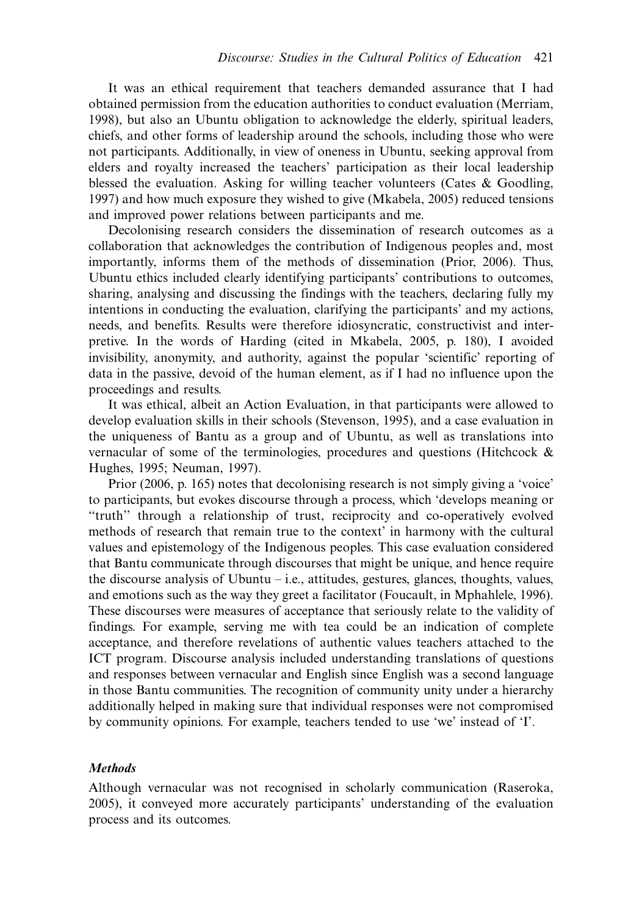It was an ethical requirement that teachers demanded assurance that I had obtained permission from the education authorities to conduct evaluation (Merriam, 1998), but also an Ubuntu obligation to acknowledge the elderly, spiritual leaders, chiefs, and other forms of leadership around the schools, including those who were not participants. Additionally, in view of oneness in Ubuntu, seeking approval from elders and royalty increased the teachers' participation as their local leadership blessed the evaluation. Asking for willing teacher volunteers (Cates & Goodling, 1997) and how much exposure they wished to give (Mkabela, 2005) reduced tensions and improved power relations between participants and me.

Decolonising research considers the dissemination of research outcomes as a collaboration that acknowledges the contribution of Indigenous peoples and, most importantly, informs them of the methods of dissemination (Prior, 2006). Thus, Ubuntu ethics included clearly identifying participants' contributions to outcomes, sharing, analysing and discussing the findings with the teachers, declaring fully my intentions in conducting the evaluation, clarifying the participants' and my actions, needs, and benefits. Results were therefore idiosyncratic, constructivist and interpretive. In the words of Harding (cited in Mkabela, 2005, p. 180), I avoided invisibility, anonymity, and authority, against the popular 'scientific' reporting of data in the passive, devoid of the human element, as if I had no influence upon the proceedings and results.

It was ethical, albeit an Action Evaluation, in that participants were allowed to develop evaluation skills in their schools (Stevenson, 1995), and a case evaluation in the uniqueness of Bantu as a group and of Ubuntu, as well as translations into vernacular of some of the terminologies, procedures and questions (Hitchcock & Hughes, 1995; Neuman, 1997).

Prior (2006, p. 165) notes that decolonising research is not simply giving a 'voice' to participants, but evokes discourse through a process, which 'develops meaning or "truth" through a relationship of trust, reciprocity and co-operatively evolved methods of research that remain true to the context' in harmony with the cultural values and epistemology of the Indigenous peoples. This case evaluation considered that Bantu communicate through discourses that might be unique, and hence require the discourse analysis of Ubuntu – i.e., attitudes, gestures, glances, thoughts, values, and emotions such as the way they greet a facilitator (Foucault, in Mphahlele, 1996). These discourses were measures of acceptance that seriously relate to the validity of findings. For example, serving me with tea could be an indication of complete acceptance, and therefore revelations of authentic values teachers attached to the ICT program. Discourse analysis included understanding translations of questions and responses between vernacular and English since English was a second language in those Bantu communities. The recognition of community unity under a hierarchy additionally helped in making sure that individual responses were not compromised by community opinions. For example, teachers tended to use 'we' instead of 'I'.

### *Methods*

Although vernacular was not recognised in scholarly communication (Raseroka, 2005), it conveyed more accurately participants' understanding of the evaluation process and its outcomes.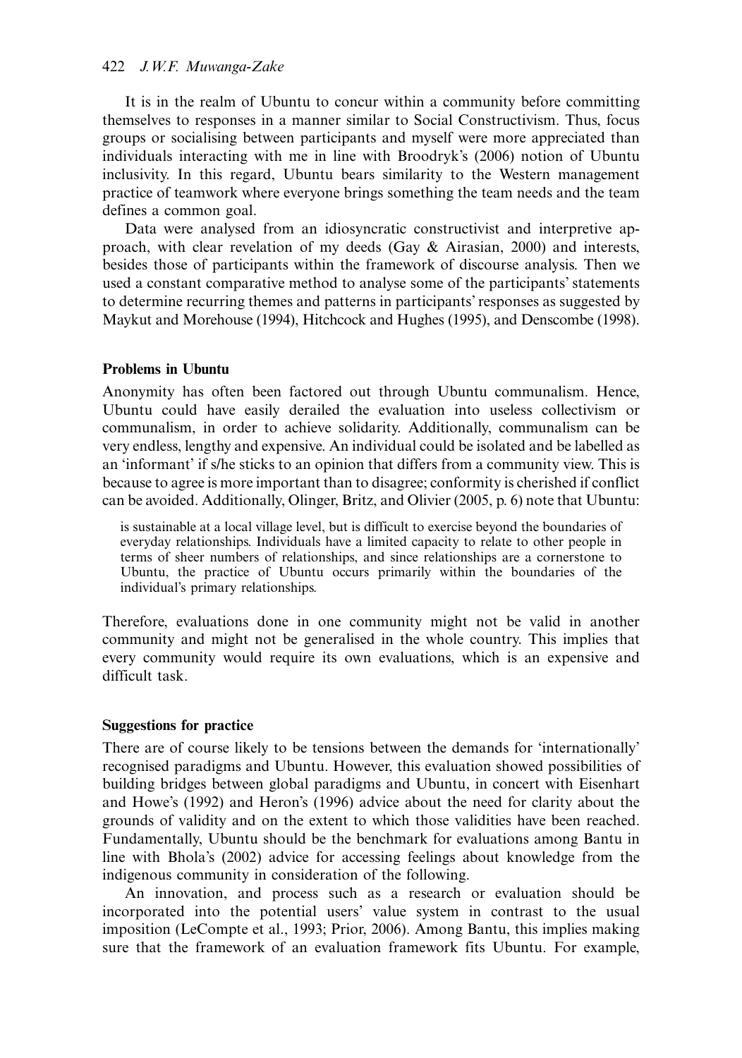It is in the realm of Ubuntu to concur within a community before committing themselves to responses in a manner similar to Social Constructivism. Thus, focus groups or socialising between participants and myself were more appreciated than individuals interacting with me in line with Broodryk's (2006) notion of Ubuntu inclusivity. In this regard, Ubuntu bears similarity to the Western management practice of teamwork where everyone brings something the team needs and the team defines a common goal.

Data were analysed from an idiosyncratic constructivist and interpretive approach, with clear revelation of my deeds (Gay & Airasian, 2000) and interests, besides those of participants within the framework of discourse analysis. Then we used a constant comparative method to analyse some of the participants' statements to determine recurring themes and patterns in participants' responses as suggested by Maykut and Morehouse (1994), Hitchcock and Hughes (1995), and Denscombe (1998).

### Problems in Ubuntu

Anonymity has often been factored out through Ubuntu communalism. Hence, Ubuntu could have easily derailed the evaluation into useless collectivism or communalism, in order to achieve solidarity. Additionally, communalism can be very endless, lengthy and expensive. An individual could be isolated and be labelled as an 'informant' if s/he sticks to an opinion that differs from a community view. This is because to agree is more important than to disagree; conformity is cherished if conflict can be avoided. Additionally, Olinger, Britz, and Olivier (2005, p. 6) note that Ubuntu:

> is sustainable at a local village level, but is difficult to exercise beyond the boundaries of everyday relationships. Individuals have a limited capacity to relate to other people in terms of sheer numbers of relationships, and since relationships are a cornerstone to Ubuntu, the practice of Ubuntu occurs primarily within the boundaries of the individual's primary relationships.

Therefore, evaluations done in one community might not be valid in another community and might not be generalised in the whole country. This implies that every community would require its own evaluations, which is an expensive and difficult task.

### Suggestions for practice

There are of course likely to be tensions between the demands for 'internationally' recognised paradigms and Ubuntu. However, this evaluation showed possibilities of building bridges between global paradigms and Ubuntu, in concert with Eisenhart and Howe's (1992) and Heron's (1996) advice about the need for clarity about the grounds of validity and on the extent to which those validities have been reached. Fundamentally, Ubuntu should be the benchmark for evaluations among Bantu in line with Bhola's (2002) advice for accessing feelings about knowledge from the indigenous community in consideration of the following.

An innovation, and process such as a research or evaluation should be incorporated into the potential users' value system in contrast to the usual imposition (LeCompte et al., 1993; Prior, 2006). Among Bantu, this implies making sure that the framework of an evaluation framework fits Ubuntu. For example,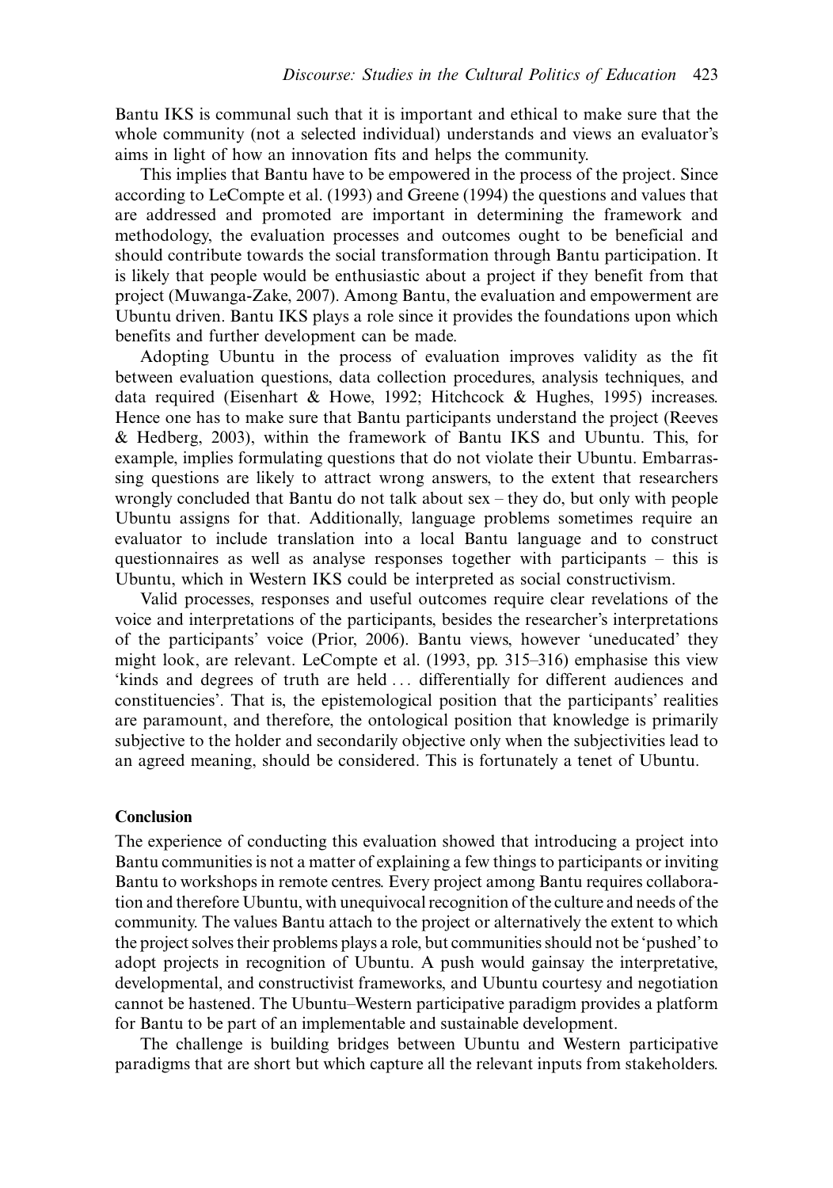Bantu IKS is communal such that it is important and ethical to make sure that the whole community (not a selected individual) understands and views an evaluator's aims in light of how an innovation fits and helps the community.

This implies that Bantu have to be empowered in the process of the project. Since according to LeCompte et al. (1993) and Greene (1994) the questions and values that are addressed and promoted are important in determining the framework and methodology, the evaluation processes and outcomes ought to be beneficial and should contribute towards the social transformation through Bantu participation. It is likely that people would be enthusiastic about a project if they benefit from that project (Muwanga-Zake, 2007). Among Bantu, the evaluation and empowerment are Ubuntu driven. Bantu IKS plays a role since it provides the foundations upon which benefits and further development can be made.

Adopting Ubuntu in the process of evaluation improves validity as the fit between evaluation questions, data collection procedures, analysis techniques, and data required (Eisenhart & Howe, 1992; Hitchcock & Hughes, 1995) increases. Hence one has to make sure that Bantu participants understand the project (Reeves & Hedberg, 2003), within the framework of Bantu IKS and Ubuntu. This, for example, implies formulating questions that do not violate their Ubuntu. Embarrassing questions are likely to attract wrong answers, to the extent that researchers wrongly concluded that Bantu do not talk about sex – they do, but only with people Ubuntu assigns for that. Additionally, language problems sometimes require an evaluator to include translation into a local Bantu language and to construct questionnaires as well as analyse responses together with participants – this is Ubuntu, which in Western IKS could be interpreted as social constructivism.

Valid processes, responses and useful outcomes require clear revelations of the voice and interpretations of the participants, besides the researcher's interpretations of the participants' voice (Prior, 2006). Bantu views, however 'uneducated' they might look, are relevant. LeCompte et al. (1993, pp. 315–316) emphasise this view 'kinds and degrees of truth are held ... differentially for different audiences and constituencies'. That is, the epistemological position that the participants' realities are paramount, and therefore, the ontological position that knowledge is primarily subjective to the holder and secondarily objective only when the subjectivities lead to an agreed meaning, should be considered. This is fortunately a tenet of Ubuntu.

## Conclusion

The experience of conducting this evaluation showed that introducing a project into Bantu communities is not a matter of explaining a few things to participants or inviting Bantu to workshops in remote centres. Every project among Bantu requires collaboration and therefore Ubuntu, with unequivocal recognition of the culture and needs of the community. The values Bantu attach to the project or alternatively the extent to which the project solves their problems plays a role, but communities should not be 'pushed' to adopt projects in recognition of Ubuntu. A push would gainsay the interpretative, developmental, and constructivist frameworks, and Ubuntu courtesy and negotiation cannot be hastened. The Ubuntu–Western participative paradigm provides a platform for Bantu to be part of an implementable and sustainable development.

The challenge is building bridges between Ubuntu and Western participative paradigms that are short but which capture all the relevant inputs from stakeholders.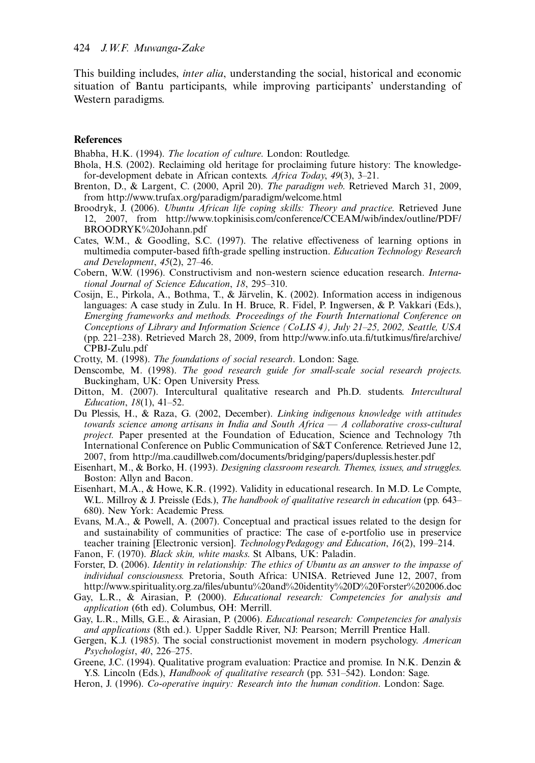This building includes, *inter alia*, understanding the social, historical and economic situation of Bantu participants, while improving participants' understanding of Western paradigms.

## References

Bhabha, H.K. (1994). *The location of culture*. London: Routledge.

Bhola, H.S. (2002). Reclaiming old heritage for proclaiming future history: The knowledge-for-development debate in African contexts. *Africa Today*, *49*(3), 3–21.

Brenton, D., & Largent, C. (2000, April 20). *The paradigm web*. Retrieved March 31, 2009, from http://www.trufax.org/paradigm/paradigm/welcome.html

Broodryk, J. (2006). *Ubuntu African life coping skills: Theory and practice*. Retrieved June 12, 2007, from http://www.topkinisis.com/conference/CCEAM/wib/index/outline/PDF/BROODRYK%20Johann.pdf

Cates, W.M., & Goodling, S.C. (1997). The relative effectiveness of learning options in multimedia computer-based fifth-grade spelling instruction. *Education Technology Research and Development*, *45*(2), 27–46.

Cobern, W.W. (1996). Constructivism and non-western science education research. *International Journal of Science Education*, *18*, 295–310.

Cosijn, E., Pirkola, A., Bothma, T., & Järvelin, K. (2002). Information access in indigenous languages: A case study in Zulu. In H. Bruce, R. Fidel, P. Ingwersen, & P. Vakkari (Eds.), *Emerging frameworks and methods. Proceedings of the Fourth International Conference on Conceptions of Library and Information Science (CoLIS 4), July 21–25, 2002, Seattle, USA* (pp. 221–238). Retrieved March 28, 2009, from http://www.info.uta.fi/tutkimus/fire/archive/CPBJ-Zulu.pdf

Crotty, M. (1998). *The foundations of social research*. London: Sage.

Denscombe, M. (1998). *The good research guide for small-scale social research projects*. Buckingham, UK: Open University Press.

Ditton, M. (2007). Intercultural qualitative research and Ph.D. students. *Intercultural Education*, *18*(1), 41–52.

Du Plessis, H., & Raza, G. (2002, December). *Linking indigenous knowledge with attitudes towards science among artisans in India and South Africa — A collaborative cross-cultural project*. Paper presented at the Foundation of Education, Science and Technology 7th International Conference on Public Communication of S&T Conference. Retrieved June 12, 2007, from http://ma.caudillweb.com/documents/bridging/papers/duplessis.hester.pdf

Eisenhart, M., & Borko, H. (1993). *Designing classroom research. Themes, issues, and struggles*. Boston: Allyn and Bacon.

Eisenhart, M.A., & Howe, K.R. (1992). Validity in educational research. In M.D. Le Compte, W.L. Millroy & J. Preissle (Eds.), *The handbook of qualitative research in education* (pp. 643–680). New York: Academic Press.

Evans, M.A., & Powell, A. (2007). Conceptual and practical issues related to the design for and sustainability of communities of practice: The case of e-portfolio use in preservice teacher training [Electronic version]. *TechnologyPedagogy and Education*, *16*(2), 199–214.

Fanon, F. (1970). *Black skin, white masks*. St Albans, UK: Paladin.

Forster, D. (2006). *Identity in relationship: The ethics of Ubuntu as an answer to the impasse of individual consciousness*. Pretoria, South Africa: UNISA. Retrieved June 12, 2007, from http://www.spirituality.org.za/files/ubuntu%20and%20identity%20D%20Forster%202006.doc

Gay, L.R., & Airasian, P. (2000). *Educational research: Competencies for analysis and application* (6th ed). Columbus, OH: Merrill.

Gay, L.R., Mills, G.E., & Airasian, P. (2006). *Educational research: Competencies for analysis and applications* (8th ed.). Upper Saddle River, NJ: Pearson; Merrill Prentice Hall.

Gergen, K.J. (1985). The social constructionist movement in modern psychology. *American Psychologist*, *40*, 226–275.

Greene, J.C. (1994). Qualitative program evaluation: Practice and promise. In N.K. Denzin & Y.S. Lincoln (Eds.), *Handbook of qualitative research* (pp. 531–542). London: Sage.

Heron, J. (1996). *Co-operative inquiry: Research into the human condition*. London: Sage.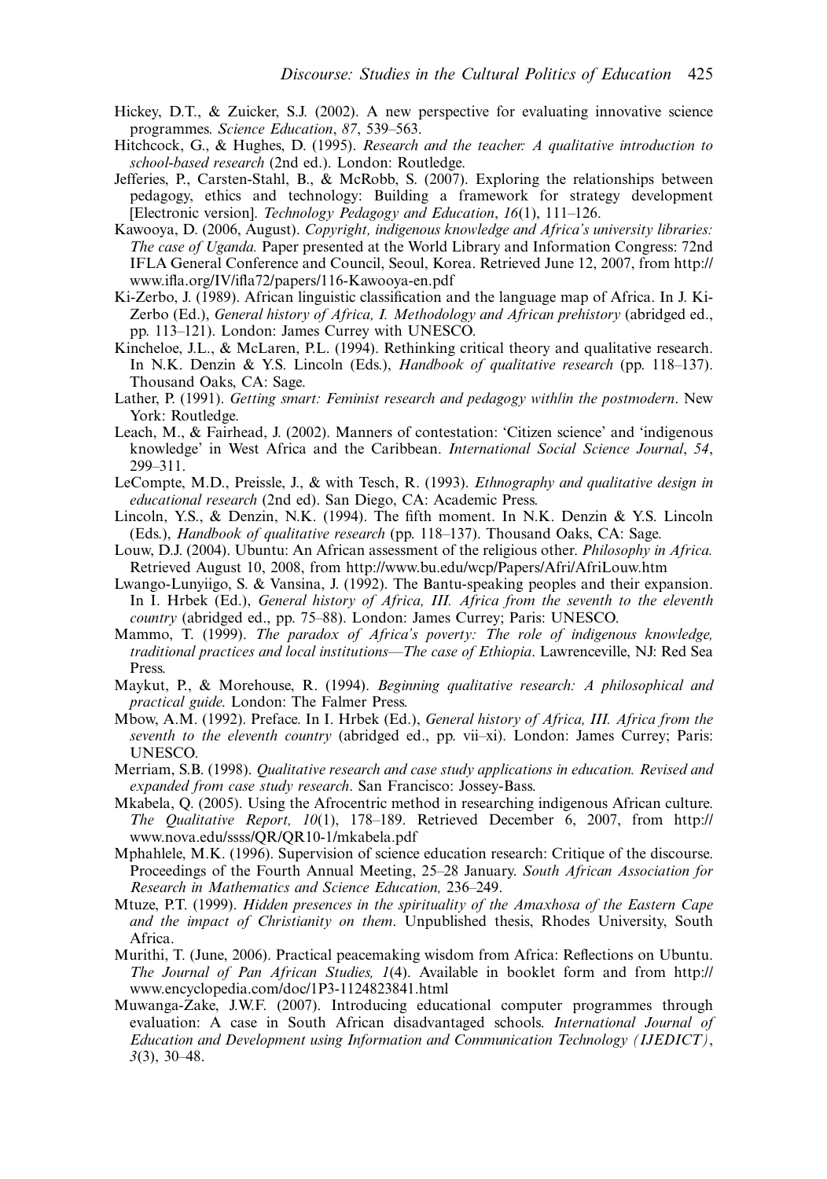Hickey, D.T., & Zuicker, S.J. (2002). A new perspective for evaluating innovative science programmes. *Science Education*, *87*, 539–563.

Hitchcock, G., & Hughes, D. (1995). *Research and the teacher: A qualitative introduction to school-based research* (2nd ed.). London: Routledge.

Jefferies, P., Carsten-Stahl, B., & McRobb, S. (2007). Exploring the relationships between pedagogy, ethics and technology: Building a framework for strategy development [Electronic version]. *Technology Pedagogy and Education*, *16*(1), 111–126.

Kawooya, D. (2006, August). *Copyright, indigenous knowledge and Africa's university libraries: The case of Uganda.* Paper presented at the World Library and Information Congress: 72nd IFLA General Conference and Council, Seoul, Korea. Retrieved June 12, 2007, from http://www.ifla.org/IV/ifla72/papers/116-Kawooya-en.pdf

Ki-Zerbo, J. (1989). African linguistic classification and the language map of Africa. In J. Ki-Zerbo (Ed.), *General history of Africa, I. Methodology and African prehistory* (abridged ed., pp. 113–121). London: James Currey with UNESCO.

Kincheloe, J.L., & McLaren, P.L. (1994). Rethinking critical theory and qualitative research. In N.K. Denzin & Y.S. Lincoln (Eds.), *Handbook of qualitative research* (pp. 118–137). Thousand Oaks, CA: Sage.

Lather, P. (1991). *Getting smart: Feminist research and pedagogy with/in the postmodern*. New York: Routledge.

Leach, M., & Fairhead, J. (2002). Manners of contestation: 'Citizen science' and 'indigenous knowledge' in West Africa and the Caribbean. *International Social Science Journal*, *54*, 299–311.

LeCompte, M.D., Preissle, J., & with Tesch, R. (1993). *Ethnography and qualitative design in educational research* (2nd ed). San Diego, CA: Academic Press.

Lincoln, Y.S., & Denzin, N.K. (1994). The fifth moment. In N.K. Denzin & Y.S. Lincoln (Eds.), *Handbook of qualitative research* (pp. 118–137). Thousand Oaks, CA: Sage.

Louw, D.J. (2004). Ubuntu: An African assessment of the religious other. *Philosophy in Africa.* Retrieved August 10, 2008, from http://www.bu.edu/wcp/Papers/Afri/AfriLouw.htm

Lwango-Lunyiigo, S. & Vansina, J. (1992). The Bantu-speaking peoples and their expansion. In I. Hrbek (Ed.), *General history of Africa, III. Africa from the seventh to the eleventh country* (abridged ed., pp. 75–88). London: James Currey; Paris: UNESCO.

Mammo, T. (1999). *The paradox of Africa's poverty: The role of indigenous knowledge, traditional practices and local institutions—The case of Ethiopia*. Lawrenceville, NJ: Red Sea Press.

Maykut, P., & Morehouse, R. (1994). *Beginning qualitative research: A philosophical and practical guide*. London: The Falmer Press.

Mbow, A.M. (1992). Preface. In I. Hrbek (Ed.), *General history of Africa, III. Africa from the seventh to the eleventh country* (abridged ed., pp. vii–xi). London: James Currey; Paris: UNESCO.

Merriam, S.B. (1998). *Qualitative research and case study applications in education. Revised and expanded from case study research*. San Francisco: Jossey-Bass.

Mkabela, Q. (2005). Using the Afrocentric method in researching indigenous African culture. *The Qualitative Report, 10*(1), 178–189. Retrieved December 6, 2007, from http://www.nova.edu/ssss/QR/QR10-1/mkabela.pdf

Mphahlele, M.K. (1996). Supervision of science education research: Critique of the discourse. Proceedings of the Fourth Annual Meeting, 25–28 January. *South African Association for Research in Mathematics and Science Education,* 236–249.

Mtuze, P.T. (1999). *Hidden presences in the spirituality of the Amaxhosa of the Eastern Cape and the impact of Christianity on them*. Unpublished thesis, Rhodes University, South Africa.

Murithi, T. (June, 2006). Practical peacemaking wisdom from Africa: Reflections on Ubuntu. *The Journal of Pan African Studies, 1*(4). Available in booklet form and from http://www.encyclopedia.com/doc/1P3-1124823841.html

Muwanga-Zake, J.W.F. (2007). Introducing educational computer programmes through evaluation: A case in South African disadvantaged schools. *International Journal of Education and Development using Information and Communication Technology (IJEDICT)*, *3*(3), 30–48.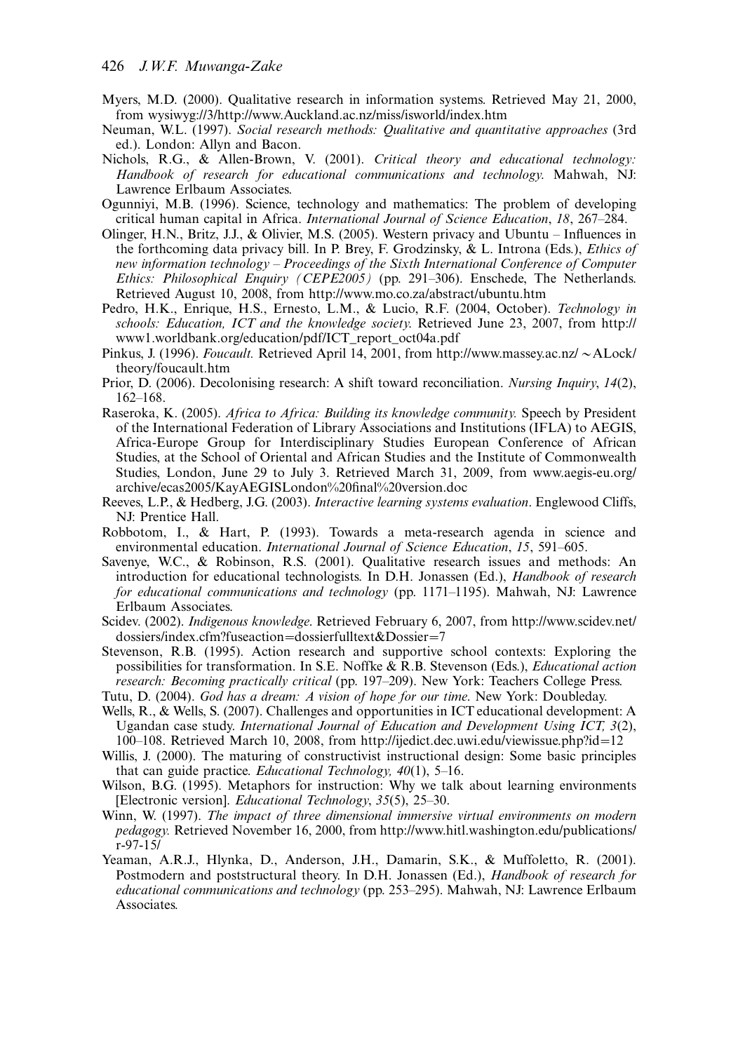Myers, M.D. (2000). Qualitative research in information systems. Retrieved May 21, 2000, from wysiwyg://3/http://www.Auckland.ac.nz/miss/isworld/index.htm

Neuman, W.L. (1997). *Social research methods: Qualitative and quantitative approaches* (3rd ed.). London: Allyn and Bacon.

Nichols, R.G., & Allen-Brown, V. (2001). *Critical theory and educational technology: Handbook of research for educational communications and technology*. Mahwah, NJ: Lawrence Erlbaum Associates.

Ogunniyi, M.B. (1996). Science, technology and mathematics: The problem of developing critical human capital in Africa. *International Journal of Science Education*, *18*, 267–284.

Olinger, H.N., Britz, J.J., & Olivier, M.S. (2005). Western privacy and Ubuntu – Influences in the forthcoming data privacy bill. In P. Brey, F. Grodzinsky, & L. Introna (Eds.), *Ethics of new information technology – Proceedings of the Sixth International Conference of Computer Ethics: Philosophical Enquiry (CEPE2005)* (pp. 291–306). Enschede, The Netherlands. Retrieved August 10, 2008, from http://www.mo.co.za/abstract/ubuntu.htm

Pedro, H.K., Enrique, H.S., Ernesto, L.M., & Lucio, R.F. (2004, October). *Technology in schools: Education, ICT and the knowledge society*. Retrieved June 23, 2007, from http://www1.worldbank.org/education/pdf/ICT_report_oct04a.pdf

Pinkus, J. (1996). *Foucault*. Retrieved April 14, 2001, from http://www.massey.ac.nz/ ~ALock/theory/foucault.htm

Prior, D. (2006). Decolonising research: A shift toward reconciliation. *Nursing Inquiry*, *14*(2), 162–168.

Raseroka, K. (2005). *Africa to Africa: Building its knowledge community*. Speech by President of the International Federation of Library Associations and Institutions (IFLA) to AEGIS, Africa-Europe Group for Interdisciplinary Studies European Conference of African Studies, at the School of Oriental and African Studies and the Institute of Commonwealth Studies, London, June 29 to July 3. Retrieved March 31, 2009, from www.aegis-eu.org/archive/ecas2005/KayAEGISLondon%20final%20version.doc

Reeves, L.P., & Hedberg, J.G. (2003). *Interactive learning systems evaluation*. Englewood Cliffs, NJ: Prentice Hall.

Robbotom, I., & Hart, P. (1993). Towards a meta-research agenda in science and environmental education. *International Journal of Science Education*, *15*, 591–605.

Savenye, W.C., & Robinson, R.S. (2001). Qualitative research issues and methods: An introduction for educational technologists. In D.H. Jonassen (Ed.), *Handbook of research for educational communications and technology* (pp. 1171–1195). Mahwah, NJ: Lawrence Erlbaum Associates.

Scidev. (2002). *Indigenous knowledge*. Retrieved February 6, 2007, from http://www.scidev.net/dossiers/index.cfm?fuseaction=dossierfulltext&Dossier=7

Stevenson, R.B. (1995). Action research and supportive school contexts: Exploring the possibilities for transformation. In S.E. Noffke & R.B. Stevenson (Eds.), *Educational action research: Becoming practically critical* (pp. 197–209). New York: Teachers College Press.

Tutu, D. (2004). *God has a dream: A vision of hope for our time*. New York: Doubleday.

Wells, R., & Wells, S. (2007). Challenges and opportunities in ICT educational development: A Ugandan case study. *International Journal of Education and Development Using ICT, 3*(2), 100–108. Retrieved March 10, 2008, from http://ijedict.dec.uwi.edu/viewissue.php?id=12

Willis, J. (2000). The maturing of constructivist instructional design: Some basic principles that can guide practice. *Educational Technology, 40*(1), 5–16.

Wilson, B.G. (1995). Metaphors for instruction: Why we talk about learning environments [Electronic version]. *Educational Technology*, *35*(5), 25–30.

Winn, W. (1997). *The impact of three dimensional immersive virtual environments on modern pedagogy*. Retrieved November 16, 2000, from http://www.hitl.washington.edu/publications/r-97-15/

Yeaman, A.R.J., Hlynka, D., Anderson, J.H., Damarin, S.K., & Muffoletto, R. (2001). Postmodern and poststructural theory. In D.H. Jonassen (Ed.), *Handbook of research for educational communications and technology* (pp. 253–295). Mahwah, NJ: Lawrence Erlbaum Associates.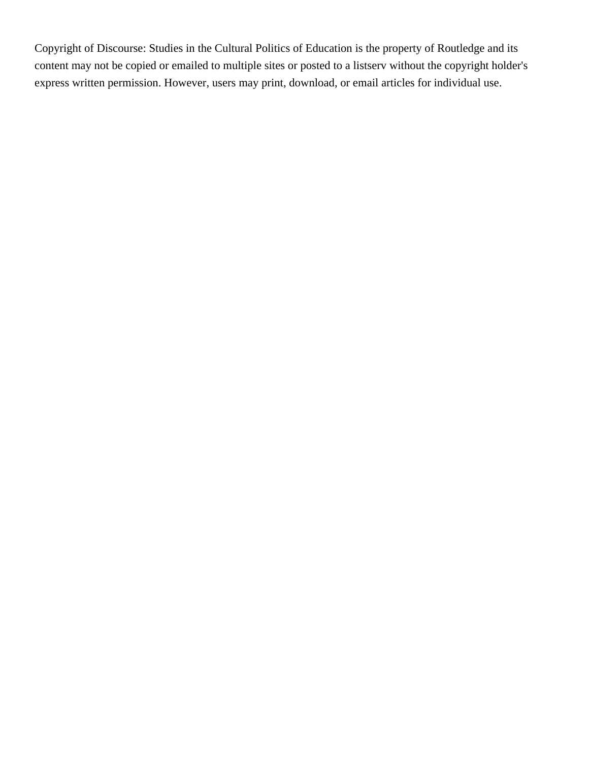Copyright of Discourse: Studies in the Cultural Politics of Education is the property of Routledge and its content may not be copied or emailed to multiple sites or posted to a listserv without the copyright holder's express written permission. However, users may print, download, or email articles for individual use.